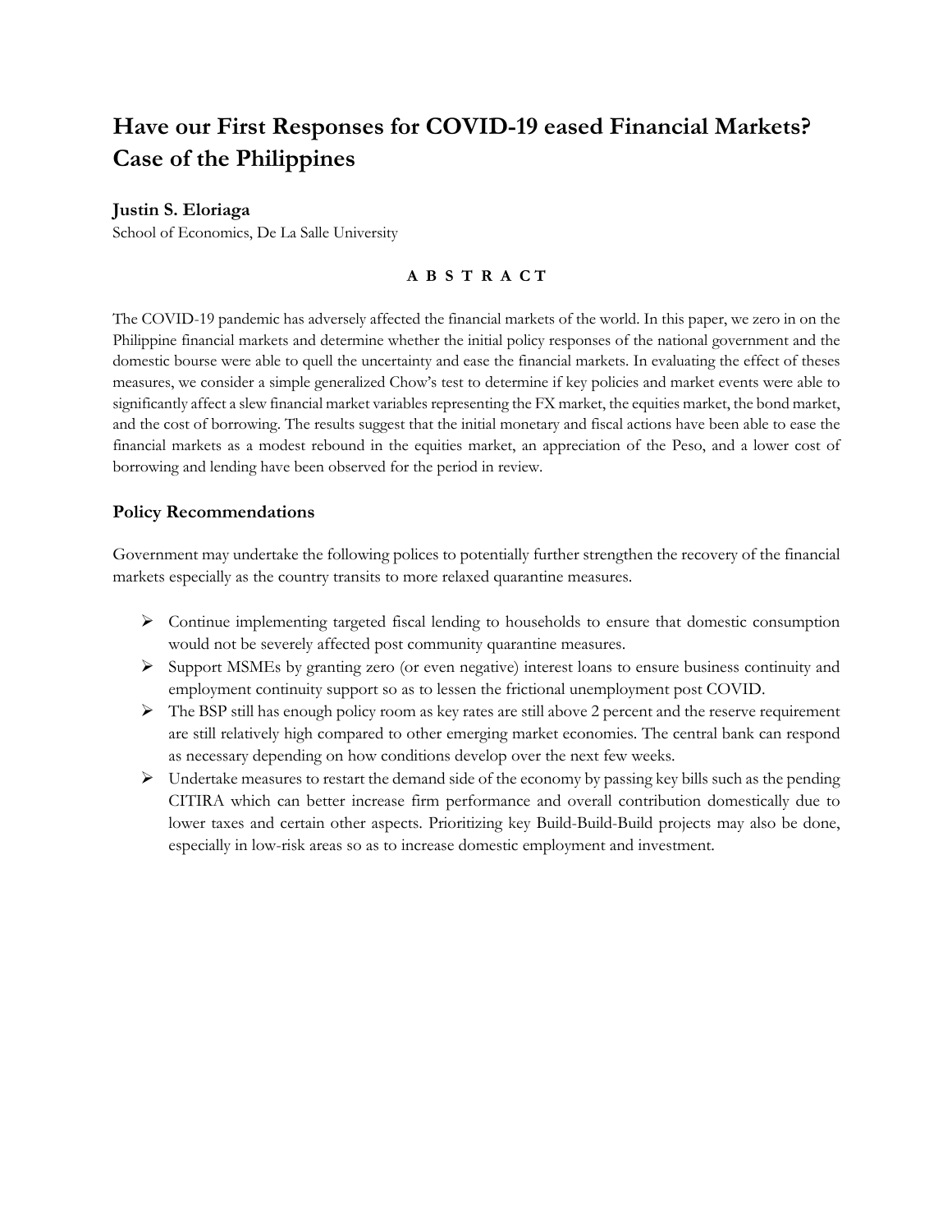# Have our First Responses for COVID-19 eased Financial Markets? Case of the Philippines

**Justin S. Eloriaga**

School of Economics, De La Salle University

**A B S T R A C T**

The COVID-19 pandemic has adversely affected the financial markets of the world. In this paper, we zero in on the Philippine financial markets and determine whether the initial policy responses of the national government and the domestic bourse were able to quell the uncertainty and ease the financial markets. In evaluating the effect of theses measures, we consider a simple generalized Chow's test to determine if key policies and market events were able to significantly affect a slew financial market variables representing the FX market, the equities market, the bond market, and the cost of borrowing. The results suggest that the initial monetary and fiscal actions have been able to ease the financial markets as a modest rebound in the equities market, an appreciation of the Peso, and a lower cost of borrowing and lending have been observed for the period in review.

## Policy Recommendations

Government may undertake the following polices to potentially further strengthen the recovery of the financial markets especially as the country transits to more relaxed quarantine measures.

- Continue implementing targeted fiscal lending to households to ensure that domestic consumption would not be severely affected post community quarantine measures.
- Support MSMEs by granting zero (or even negative) interest loans to ensure business continuity and employment continuity support so as to lessen the frictional unemployment post COVID.
- The BSP still has enough policy room as key rates are still above 2 percent and the reserve requirement are still relatively high compared to other emerging market economies. The central bank can respond as necessary depending on how conditions develop over the next few weeks.
- Undertake measures to restart the demand side of the economy by passing key bills such as the pending CITIRA which can better increase firm performance and overall contribution domestically due to lower taxes and certain other aspects. Prioritizing key Build-Build-Build projects may also be done, especially in low-risk areas so as to increase domestic employment and investment.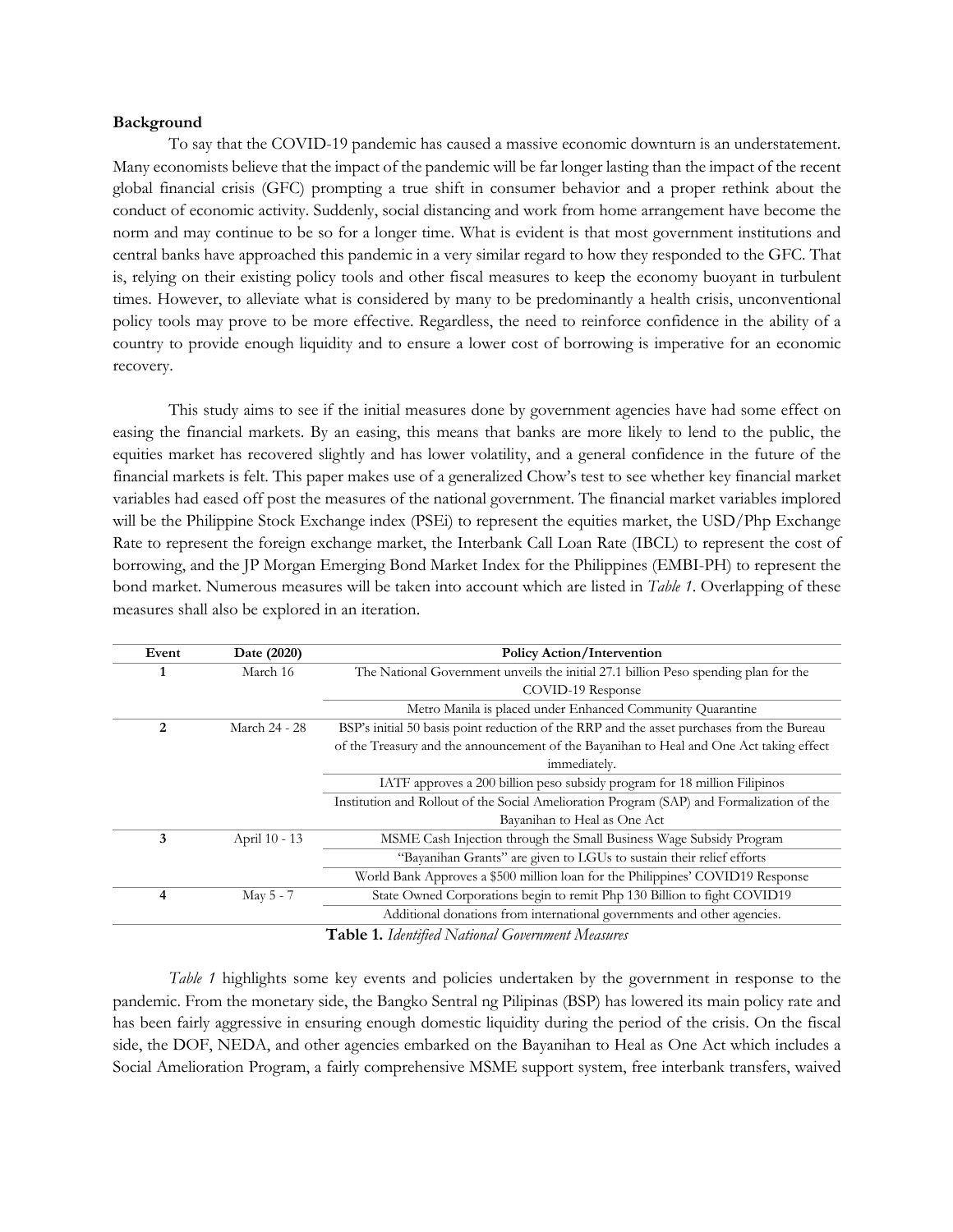**Background**

To say that the COVID-19 pandemic has caused a massive economic downturn is an understatement. Many economists believe that the impact of the pandemic will be far longer lasting than the impact of the recent global financial crisis (GFC) prompting a true shift in consumer behavior and a proper rethink about the conduct of economic activity. Suddenly, social distancing and work from home arrangement have become the norm and may continue to be so for a longer time. What is evident is that most government institutions and central banks have approached this pandemic in a very similar regard to how they responded to the GFC. That is, relying on their existing policy tools and other fiscal measures to keep the economy buoyant in turbulent times. However, to alleviate what is considered by many to be predominantly a health crisis, unconventional policy tools may prove to be more effective. Regardless, the need to reinforce confidence in the ability of a country to provide enough liquidity and to ensure a lower cost of borrowing is imperative for an economic recovery.

This study aims to see if the initial measures done by government agencies have had some effect on easing the financial markets. By an easing, this means that banks are more likely to lend to the public, the equities market has recovered slightly and has lower volatility, and a general confidence in the future of the financial markets is felt. This paper makes use of a generalized Chow's test to see whether key financial market variables had eased off post the measures of the national government. The financial market variables implored will be the Philippine Stock Exchange index (PSEi) to represent the equities market, the USD/Php Exchange Rate to represent the foreign exchange market, the Interbank Call Loan Rate (IBCL) to represent the cost of borrowing, and the JP Morgan Emerging Bond Market Index for the Philippines (EMBI-PH) to represent the bond market. Numerous measures will be taken into account which are listed in *Table 1*. Overlapping of these measures shall also be explored in an iteration.

| Event | Date (2020) | Policy Action/Intervention |
|---|---|---|
| 1 | March 16 | The National Government unveils the initial 27.1 billion Peso spending plan for the COVID-19 Response |
| | | Metro Manila is placed under Enhanced Community Quarantine |
| 2 | March 24 - 28 | BSP's initial 50 basis point reduction of the RRP and the asset purchases from the Bureau of the Treasury and the announcement of the Bayanihan to Heal and One Act taking effect immediately. |
| | | IATF approves a 200 billion peso subsidy program for 18 million Filipinos |
| | | Institution and Rollout of the Social Amelioration Program (SAP) and Formalization of the Bayanihan to Heal as One Act |
| 3 | April 10 - 13 | MSME Cash Injection through the Small Business Wage Subsidy Program |
| | | "Bayanihan Grants" are given to LGUs to sustain their relief efforts |
| | | World Bank Approves a $500 million loan for the Philippines' COVID19 Response |
| 4 | May 5 - 7 | State Owned Corporations begin to remit Php 130 Billion to fight COVID19 |
| | | Additional donations from international governments and other agencies. |

**Table 1.** *Identified National Government Measures*

*Table 1* highlights some key events and policies undertaken by the government in response to the pandemic. From the monetary side, the Bangko Sentral ng Pilipinas (BSP) has lowered its main policy rate and has been fairly aggressive in ensuring enough domestic liquidity during the period of the crisis. On the fiscal side, the DOF, NEDA, and other agencies embarked on the Bayanihan to Heal as One Act which includes a Social Amelioration Program, a fairly comprehensive MSME support system, free interbank transfers, waived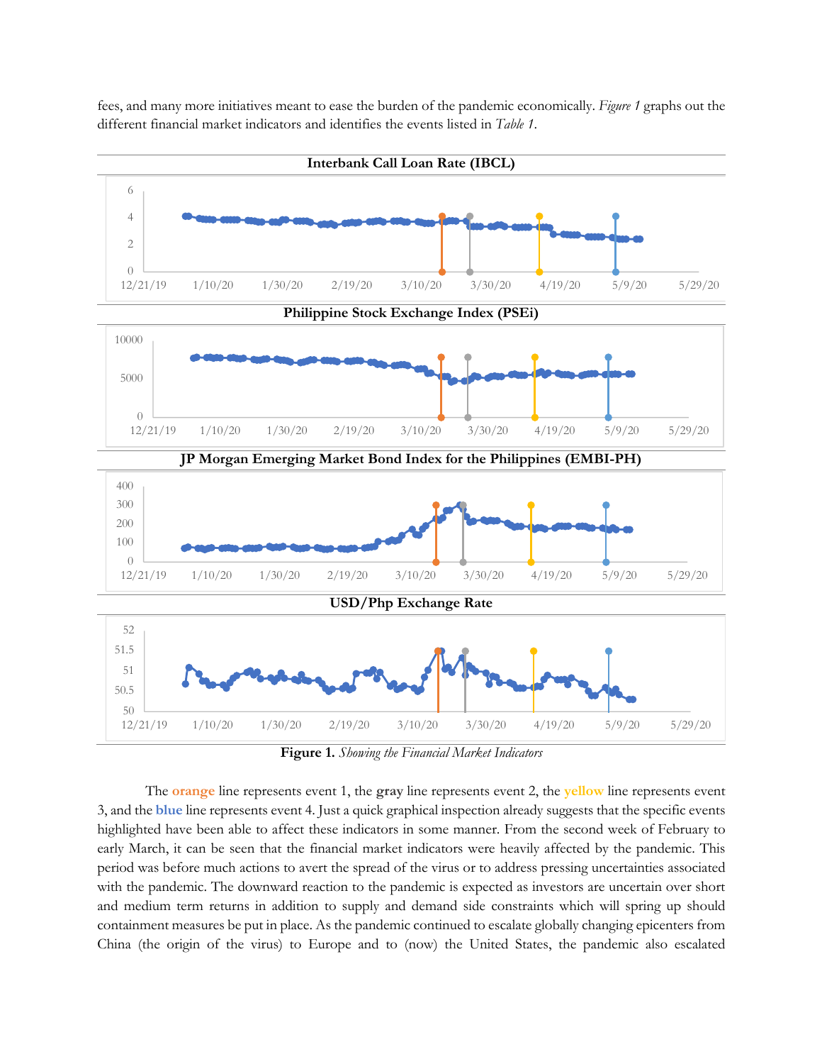fees, and many more initiatives meant to ease the burden of the pandemic economically. *Figure 1* graphs out the different financial market indicators and identifies the events listed in *Table 1*.

**Figure 1.** *Showing the Financial Market Indicators*

The **orange** line represents event 1, the **gray** line represents event 2, the **yellow** line represents event 3, and the **blue** line represents event 4. Just a quick graphical inspection already suggests that the specific events highlighted have been able to affect these indicators in some manner. From the second week of February to early March, it can be seen that the financial market indicators were heavily affected by the pandemic. This period was before much actions to avert the spread of the virus or to address pressing uncertainties associated with the pandemic. The downward reaction to the pandemic is expected as investors are uncertain over short and medium term returns in addition to supply and demand side constraints which will spring up should containment measures be put in place. As the pandemic continued to escalate globally changing epicenters from China (the origin of the virus) to Europe and to (now) the United States, the pandemic also escalated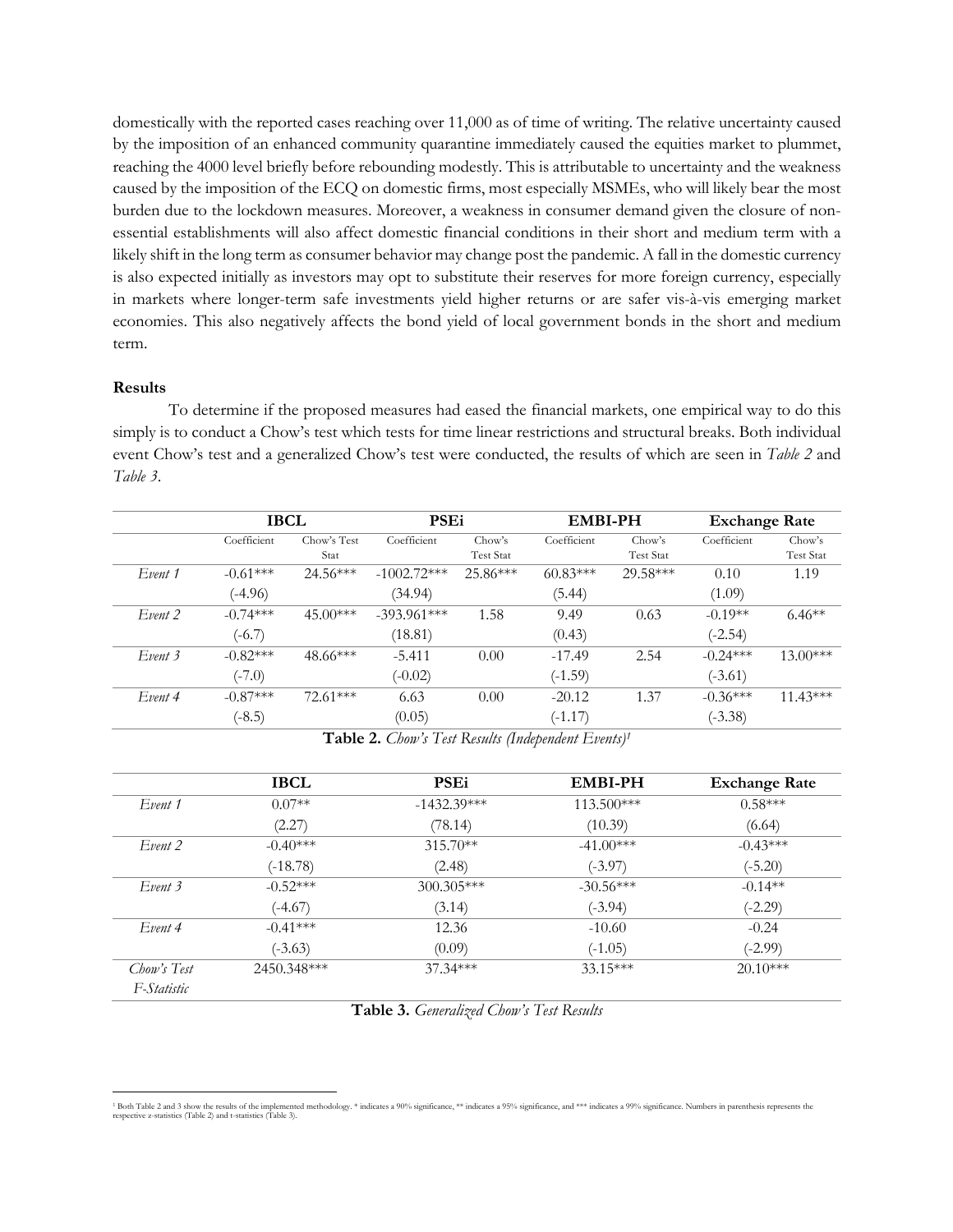domestically with the reported cases reaching over 11,000 as of time of writing. The relative uncertainty caused by the imposition of an enhanced community quarantine immediately caused the equities market to plummet, reaching the 4000 level briefly before rebounding modestly. This is attributable to uncertainty and the weakness caused by the imposition of the ECQ on domestic firms, most especially MSMEs, who will likely bear the most burden due to the lockdown measures. Moreover, a weakness in consumer demand given the closure of non-essential establishments will also affect domestic financial conditions in their short and medium term with a likely shift in the long term as consumer behavior may change post the pandemic. A fall in the domestic currency is also expected initially as investors may opt to substitute their reserves for more foreign currency, especially in markets where longer-term safe investments yield higher returns or are safer vis-à-vis emerging market economies. This also negatively affects the bond yield of local government bonds in the short and medium term.

**Results**

To determine if the proposed measures had eased the financial markets, one empirical way to do this simply is to conduct a Chow's test which tests for time linear restrictions and structural breaks. Both individual event Chow's test and a generalized Chow's test were conducted, the results of which are seen in *Table 2* and *Table 3*.

| | **IBCL** | | **PSEi** | | **EMBI-PH** | | **Exchange Rate** | |
|---|---|---|---|---|---|---|---|---|
| | Coefficient | Chow's Test Stat | Coefficient | Chow's Test Stat | Coefficient | Chow's Test Stat | Coefficient | Chow's Test Stat |
| *Event 1* | -0.61*** | 24.56*** | -1002.72*** | 25.86*** | 60.83*** | 29.58*** | 0.10 | 1.19 |
| | (-4.96) | | (34.94) | | (5.44) | | (1.09) | |
| *Event 2* | -0.74*** | 45.00*** | -393.961*** | 1.58 | 9.49 | 0.63 | -0.19** | 6.46** |
| | (-6.7) | | (18.81) | | (0.43) | | (-2.54) | |
| *Event 3* | -0.82*** | 48.66*** | -5.411 | 0.00 | -17.49 | 2.54 | -0.24*** | 13.00*** |
| | (-7.0) | | (-0.02) | | (-1.59) | | (-3.61) | |
| *Event 4* | -0.87*** | 72.61*** | 6.63 | 0.00 | -20.12 | 1.37 | -0.36*** | 11.43*** |
| | (-8.5) | | (0.05) | | (-1.17) | | (-3.38) | |

**Table 2.** *Chow's Test Results (Independent Events)*[1]

| | **IBCL** | **PSEi** | **EMBI-PH** | **Exchange Rate** |
|---|---|---|---|---|
| *Event 1* | 0.07** | -1432.39*** | 113.500*** | 0.58*** |
| | (2.27) | (78.14) | (10.39) | (6.64) |
| *Event 2* | -0.40*** | 315.70** | -41.00*** | -0.43*** |
| | (-18.78) | (2.48) | (-3.97) | (-5.20) |
| *Event 3* | -0.52*** | 300.305*** | -30.56*** | -0.14** |
| | (-4.67) | (3.14) | (-3.94) | (-2.29) |
| *Event 4* | -0.41*** | 12.36 | -10.60 | -0.24 |
| | (-3.63) | (0.09) | (-1.05) | (-2.99) |
| *Chow's Test F-Statistic* | 2450.348*** | 37.34*** | 33.15*** | 20.10*** |

**Table 3.** *Generalized Chow's Test Results*

[1] Both Table 2 and 3 show the results of the implemented methodology. * indicates a 90% significance, ** indicates a 95% significance, and *** indicates a 99% significance. Numbers in parenthesis represents the respective z-statistics (Table 2) and t-statistics (Table 3).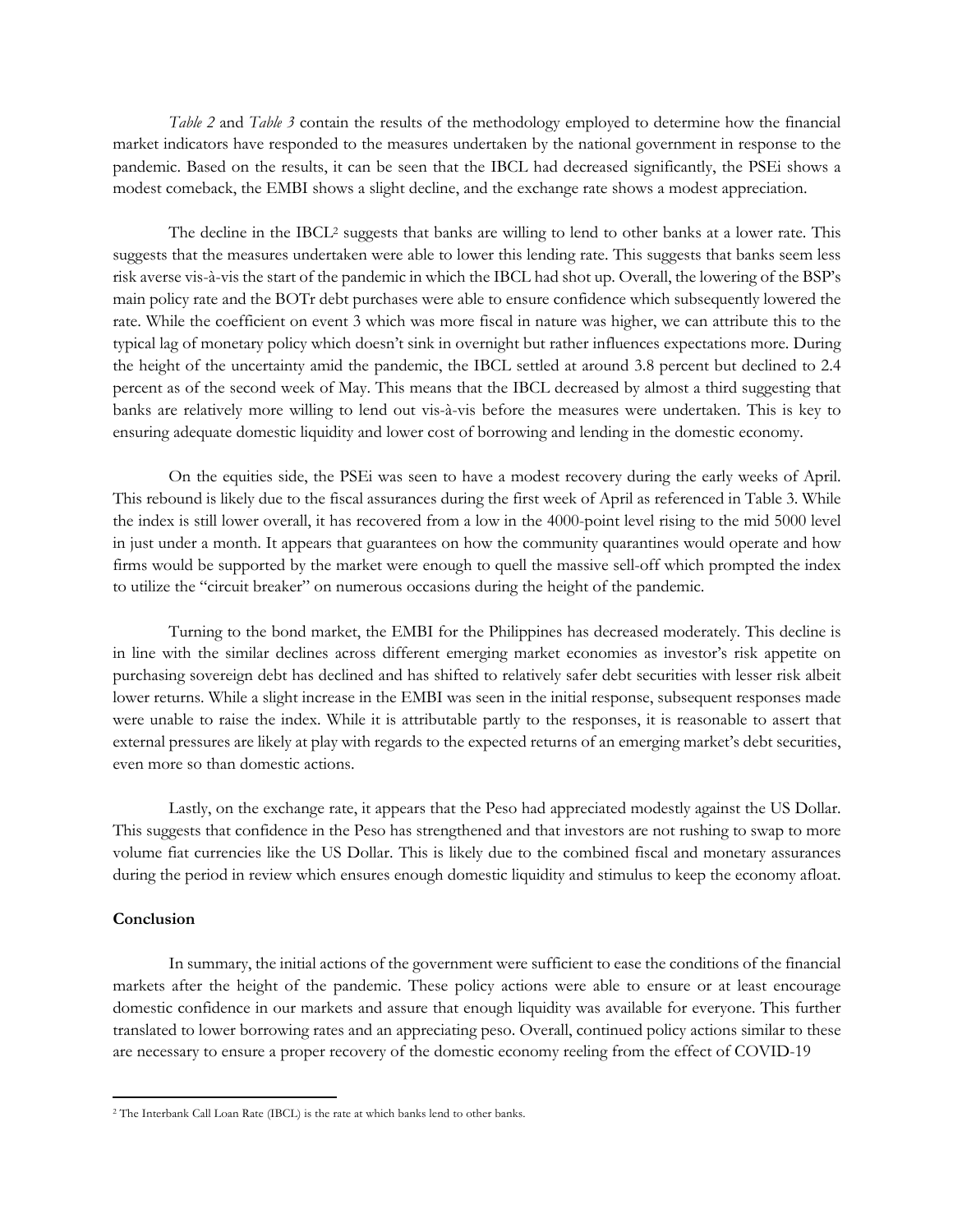*Table 2* and *Table 3* contain the results of the methodology employed to determine how the financial market indicators have responded to the measures undertaken by the national government in response to the pandemic. Based on the results, it can be seen that the IBCL had decreased significantly, the PSEi shows a modest comeback, the EMBI shows a slight decline, and the exchange rate shows a modest appreciation.

The decline in the IBCL[2] suggests that banks are willing to lend to other banks at a lower rate. This suggests that the measures undertaken were able to lower this lending rate. This suggests that banks seem less risk averse vis-à-vis the start of the pandemic in which the IBCL had shot up. Overall, the lowering of the BSP's main policy rate and the BOTr debt purchases were able to ensure confidence which subsequently lowered the rate. While the coefficient on event 3 which was more fiscal in nature was higher, we can attribute this to the typical lag of monetary policy which doesn't sink in overnight but rather influences expectations more. During the height of the uncertainty amid the pandemic, the IBCL settled at around 3.8 percent but declined to 2.4 percent as of the second week of May. This means that the IBCL decreased by almost a third suggesting that banks are relatively more willing to lend out vis-à-vis before the measures were undertaken. This is key to ensuring adequate domestic liquidity and lower cost of borrowing and lending in the domestic economy.

On the equities side, the PSEi was seen to have a modest recovery during the early weeks of April. This rebound is likely due to the fiscal assurances during the first week of April as referenced in Table 3. While the index is still lower overall, it has recovered from a low in the 4000-point level rising to the mid 5000 level in just under a month. It appears that guarantees on how the community quarantines would operate and how firms would be supported by the market were enough to quell the massive sell-off which prompted the index to utilize the "circuit breaker" on numerous occasions during the height of the pandemic.

Turning to the bond market, the EMBI for the Philippines has decreased moderately. This decline is in line with the similar declines across different emerging market economies as investor's risk appetite on purchasing sovereign debt has declined and has shifted to relatively safer debt securities with lesser risk albeit lower returns. While a slight increase in the EMBI was seen in the initial response, subsequent responses made were unable to raise the index. While it is attributable partly to the responses, it is reasonable to assert that external pressures are likely at play with regards to the expected returns of an emerging market's debt securities, even more so than domestic actions.

Lastly, on the exchange rate, it appears that the Peso had appreciated modestly against the US Dollar. This suggests that confidence in the Peso has strengthened and that investors are not rushing to swap to more volume fiat currencies like the US Dollar. This is likely due to the combined fiscal and monetary assurances during the period in review which ensures enough domestic liquidity and stimulus to keep the economy afloat.

**Conclusion**

In summary, the initial actions of the government were sufficient to ease the conditions of the financial markets after the height of the pandemic. These policy actions were able to ensure or at least encourage domestic confidence in our markets and assure that enough liquidity was available for everyone. This further translated to lower borrowing rates and an appreciating peso. Overall, continued policy actions similar to these are necessary to ensure a proper recovery of the domestic economy reeling from the effect of COVID-19

[2] The Interbank Call Loan Rate (IBCL) is the rate at which banks lend to other banks.